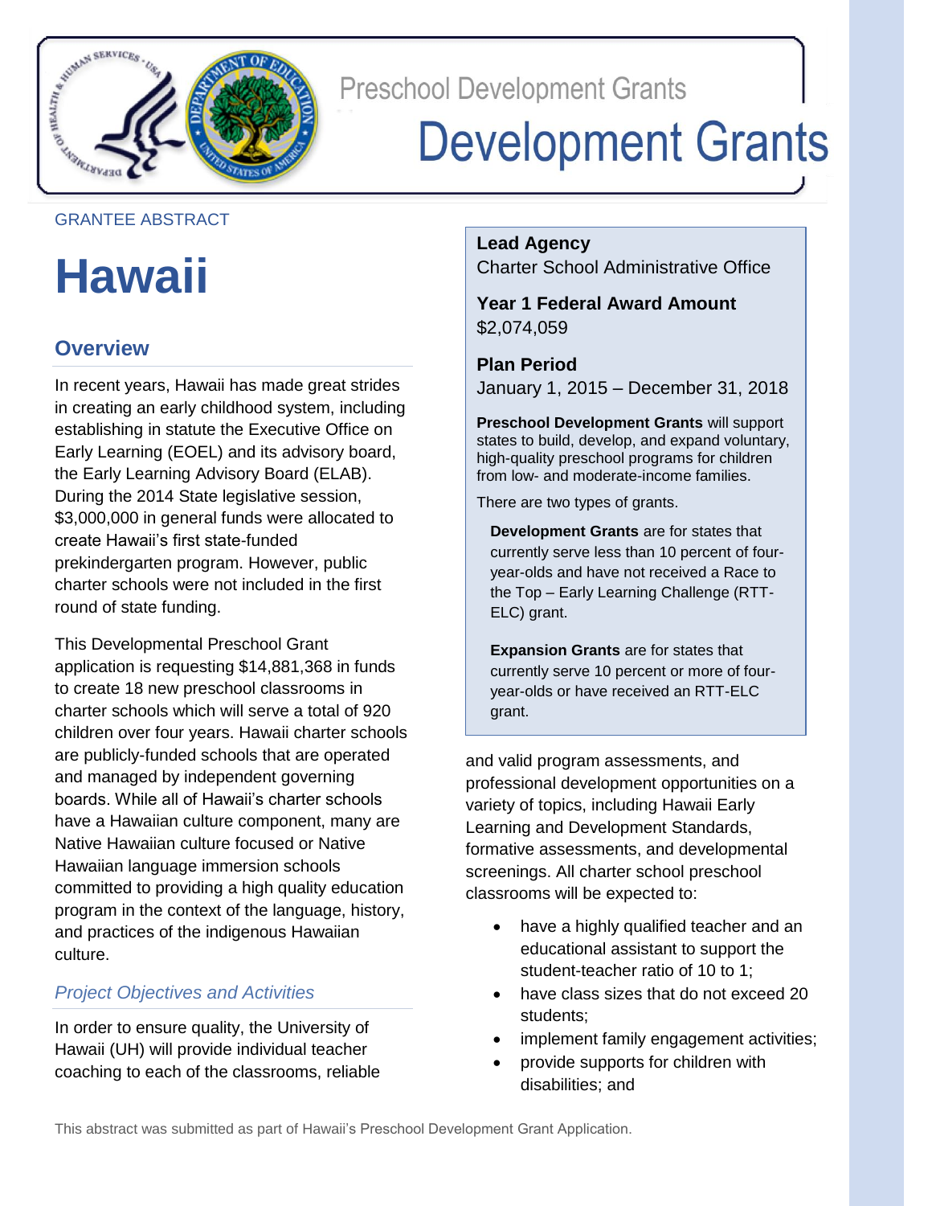Preschool Development Grants

# Development Grants

GRANTEE ABSTRACT

# Hawaii

## Overview

In recent years, Hawaii has made great strides in creating an early childhood system, including establishing in statute the Executive Office on Early Learning (EOEL) and its advisory board, the Early Learning Advisory Board (ELAB). During the 2014 State legislative session, $3,000,000 in general funds were allocated to create Hawaii's first state-funded prekindergarten program. However, public charter schools were not included in the first round of state funding.

This Developmental Preschool Grant application is requesting $14,881,368 in funds to create 18 new preschool classrooms in charter schools which will serve a total of 920 children over four years. Hawaii charter schools are publicly-funded schools that are operated and managed by independent governing boards. While all of Hawaii's charter schools have a Hawaiian culture component, many are Native Hawaiian culture focused or Native Hawaiian language immersion schools committed to providing a high quality education program in the context of the language, history, and practices of the indigenous Hawaiian culture.

### *Project Objectives and Activities*

In order to ensure quality, the University of Hawaii (UH) will provide individual teacher coaching to each of the classrooms, reliable and valid program assessments, and professional development opportunities on a variety of topics, including Hawaii Early Learning and Development Standards, formative assessments, and developmental screenings. All charter school preschool classrooms will be expected to:

- have a highly qualified teacher and an educational assistant to support the student-teacher ratio of 10 to 1;
- have class sizes that do not exceed 20 students;
- implement family engagement activities;
- provide supports for children with disabilities; and

**Lead Agency**
Charter School Administrative Office

**Year 1 Federal Award Amount**
$2,074,059

**Plan Period**
January 1, 2015 – December 31, 2018

**Preschool Development Grants** will support states to build, develop, and expand voluntary, high-quality preschool programs for children from low- and moderate-income families.

There are two types of grants.

**Development Grants** are for states that currently serve less than 10 percent of four-year-olds and have not received a Race to the Top – Early Learning Challenge (RTT-ELC) grant.

**Expansion Grants** are for states that currently serve 10 percent or more of four-year-olds or have received an RTT-ELC grant.

This abstract was submitted as part of Hawaii's Preschool Development Grant Application.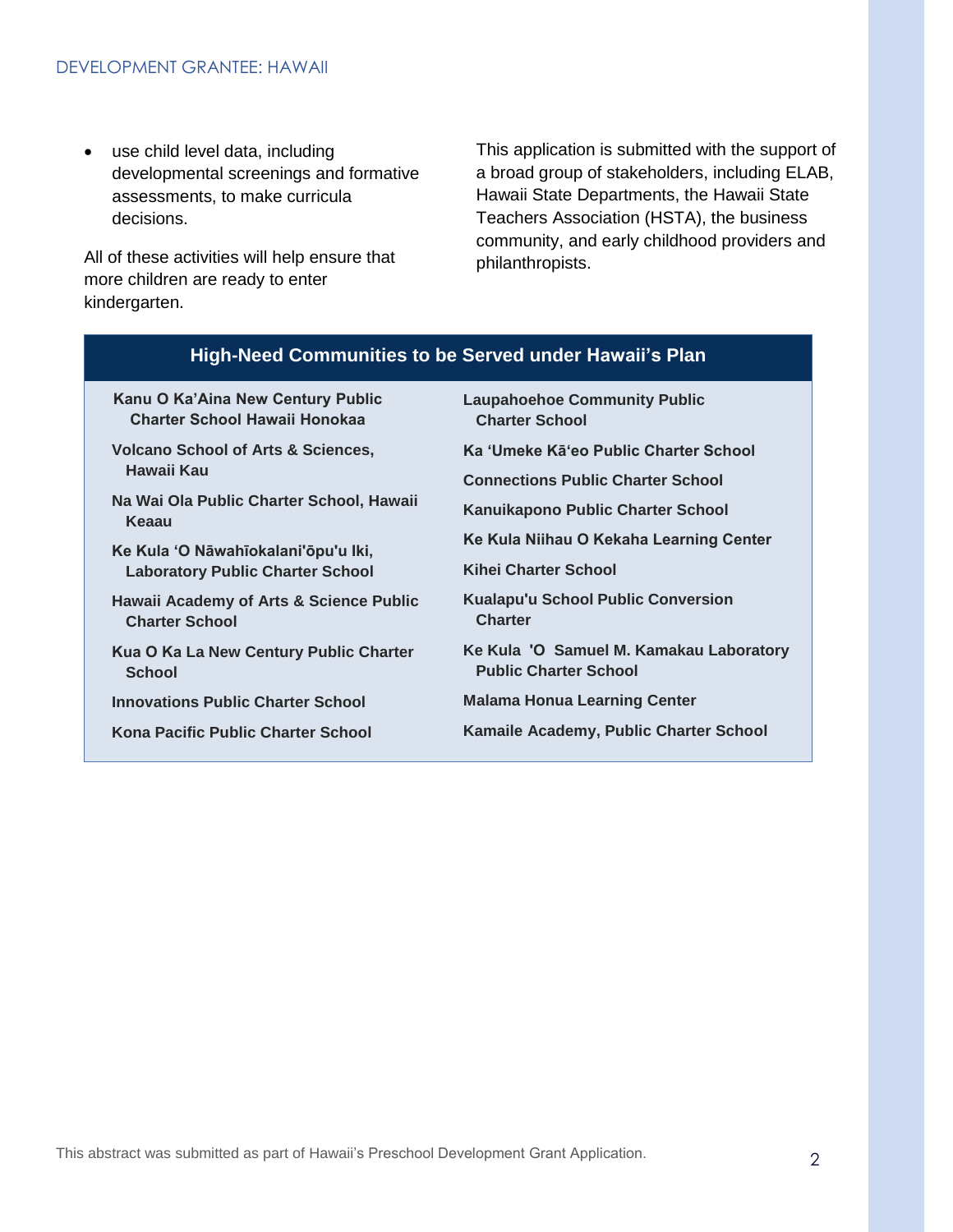- use child level data, including developmental screenings and formative assessments, to make curricula decisions.

All of these activities will help ensure that more children are ready to enter kindergarten.

This application is submitted with the support of a broad group of stakeholders, including ELAB, Hawaii State Departments, the Hawaii State Teachers Association (HSTA), the business community, and early childhood providers and philanthropists.

## High-Need Communities to be Served under Hawaii's Plan

- **Kanu O Ka'Aina New Century Public Charter School Hawaii Honokaa**
- **Volcano School of Arts & Sciences, Hawaii Kau**
- **Na Wai Ola Public Charter School, Hawaii Keaau**
- **Ke Kula 'O Nāwahīokalani'ōpu'u Iki, Laboratory Public Charter School**
- **Hawaii Academy of Arts & Science Public Charter School**
- **Kua O Ka La New Century Public Charter School**
- **Innovations Public Charter School**
- **Kona Pacific Public Charter School**
- **Laupahoehoe Community Public Charter School**
- **Ka 'Umeke Kā'eo Public Charter School**
- **Connections Public Charter School**
- **Kanuikapono Public Charter School**
- **Ke Kula Niihau O Kekaha Learning Center**
- **Kihei Charter School**
- **Kualapu'u School Public Conversion Charter**
- **Ke Kula 'O Samuel M. Kamakau Laboratory Public Charter School**
- **Malama Honua Learning Center**
- **Kamaile Academy, Public Charter School**

This abstract was submitted as part of Hawaii's Preschool Development Grant Application.